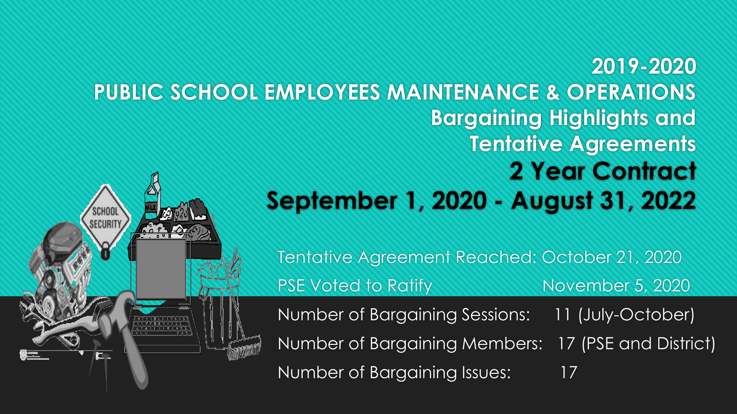# 2019-2020 PUBLIC SCHOOL EMPLOYEES MAINTENANCE & OPERATIONS Bargaining Highlights and Tentative Agreements

## 2 Year Contract

## September 1, 2020 - August 31, 2022

Tentative Agreement Reached: October 21, 2020

PSE Voted to Ratify November 5, 2020

Number of Bargaining Sessions: 11 (July-October)

Number of Bargaining Members: 17 (PSE and District)

Number of Bargaining Issues: 17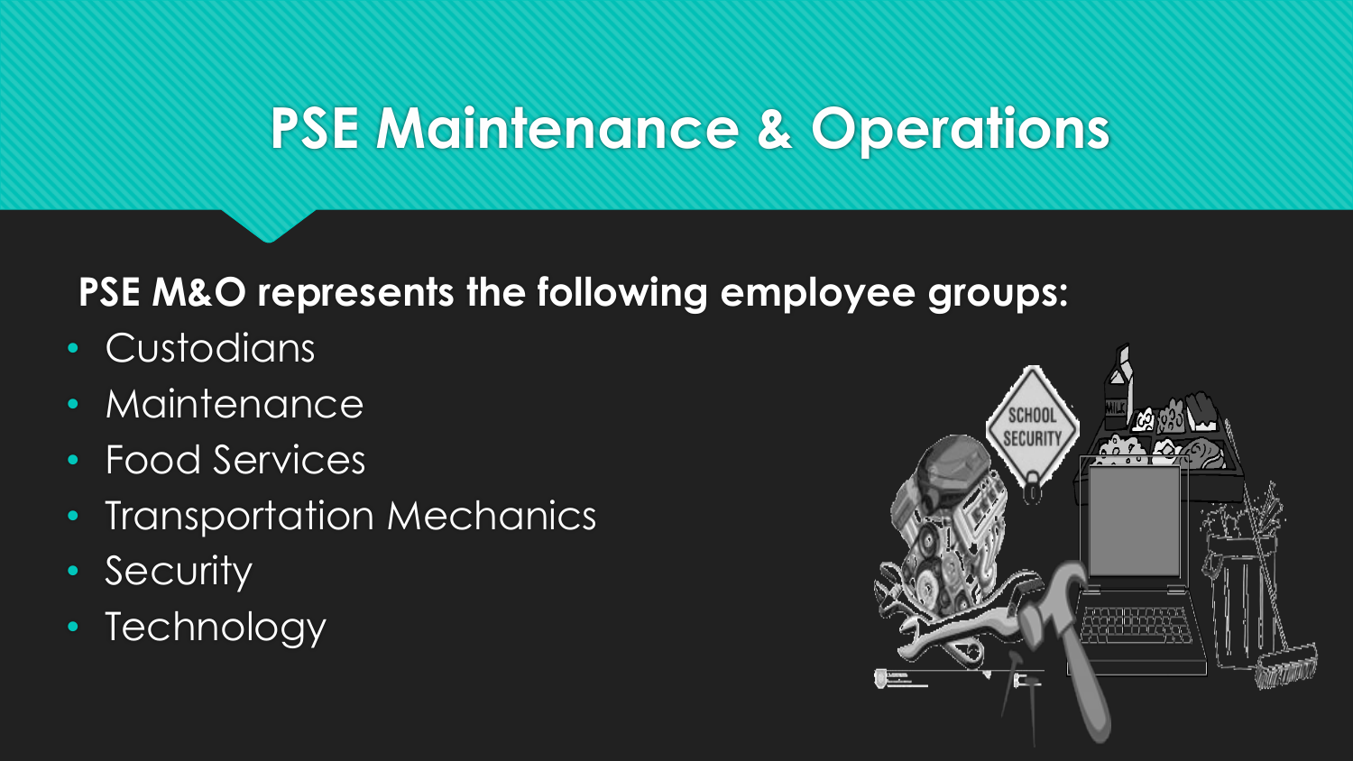# PSE Maintenance & Operations

**PSE M&O represents the following employee groups:**

- Custodians
- Maintenance
- Food Services
- Transportation Mechanics
- Security
- Technology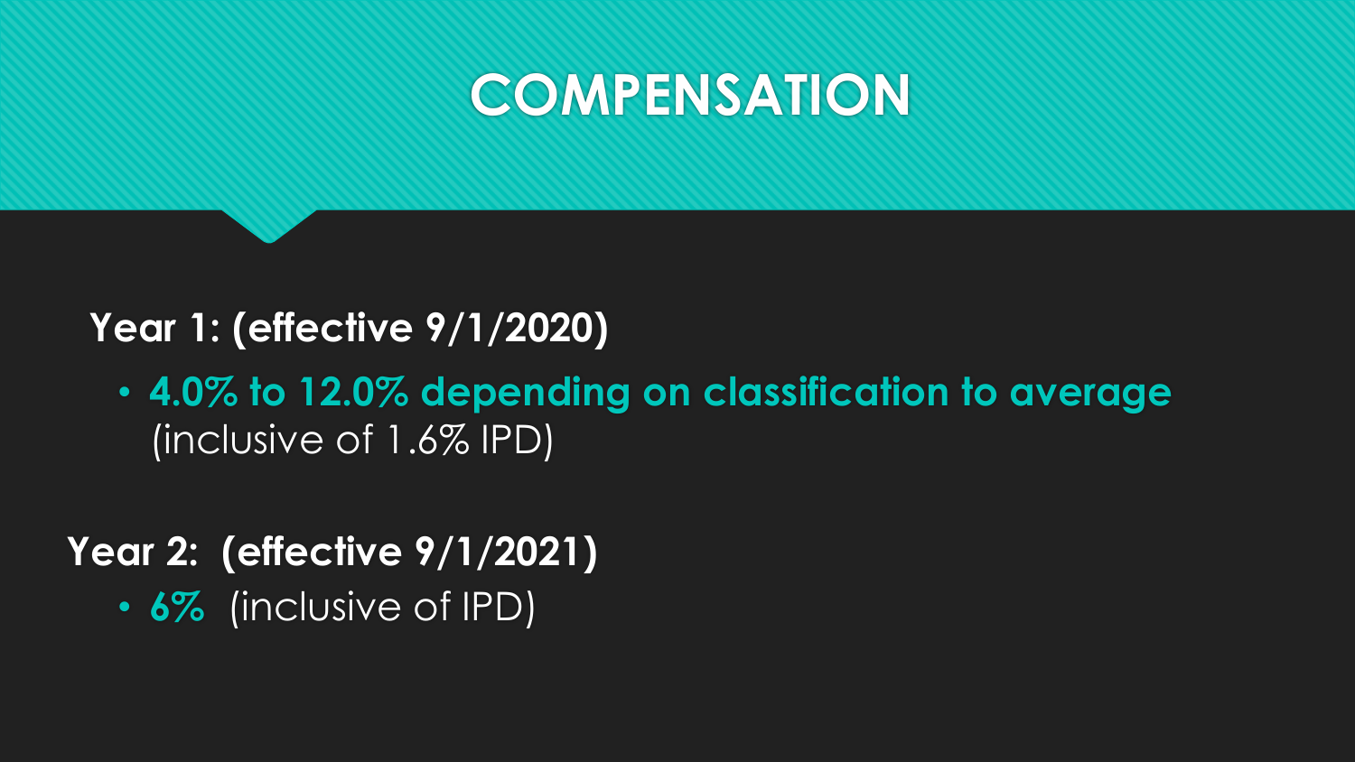# COMPENSATION

**Year 1: (effective 9/1/2020)**

- **4.0% to 12.0% depending on classification to average** (inclusive of 1.6% IPD)

**Year 2: (effective 9/1/2021)**

- **6%** (inclusive of IPD)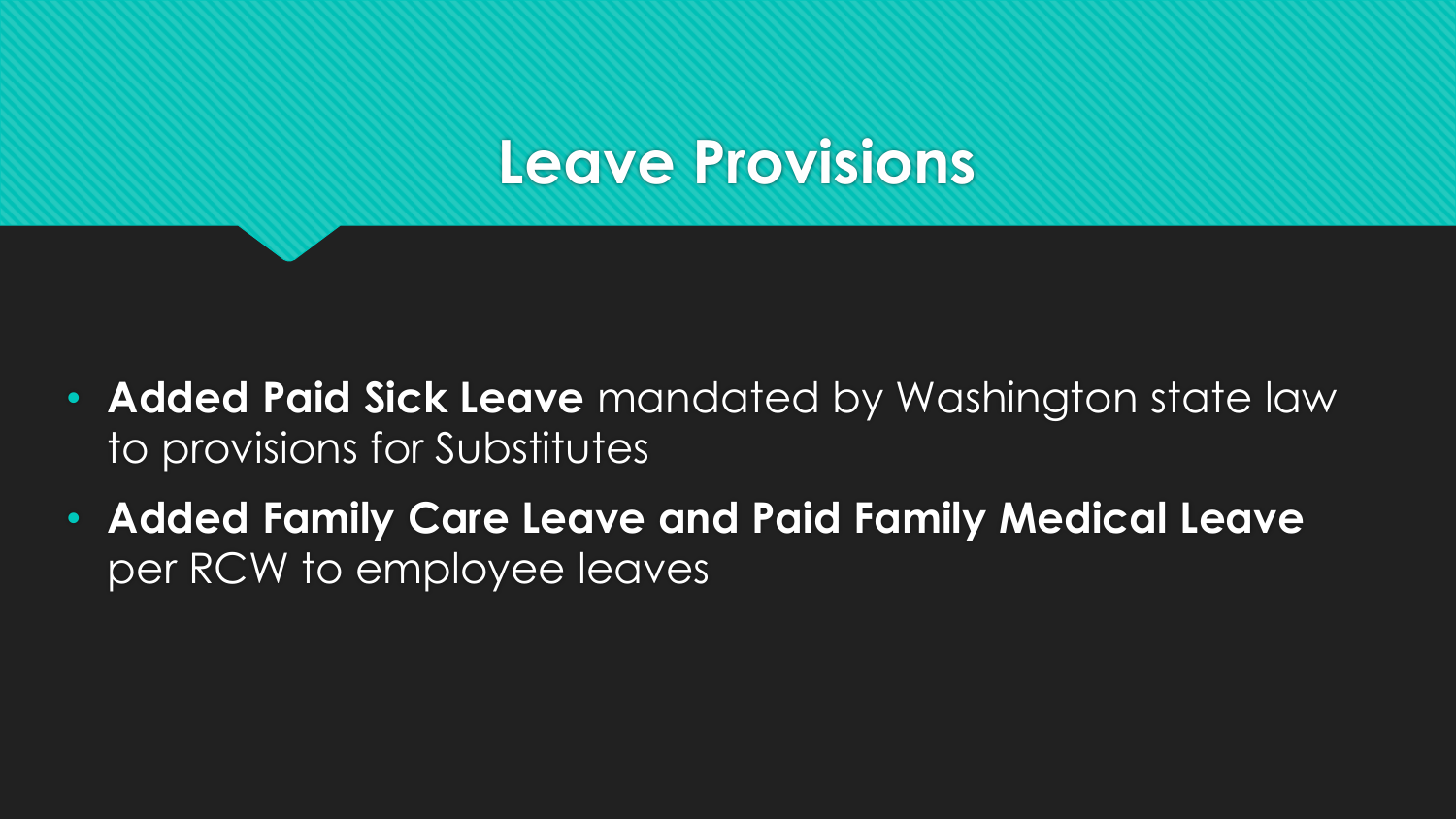# Leave Provisions

- **Added Paid Sick Leave** mandated by Washington state law to provisions for Substitutes
- **Added Family Care Leave and Paid Family Medical Leave** per RCW to employee leaves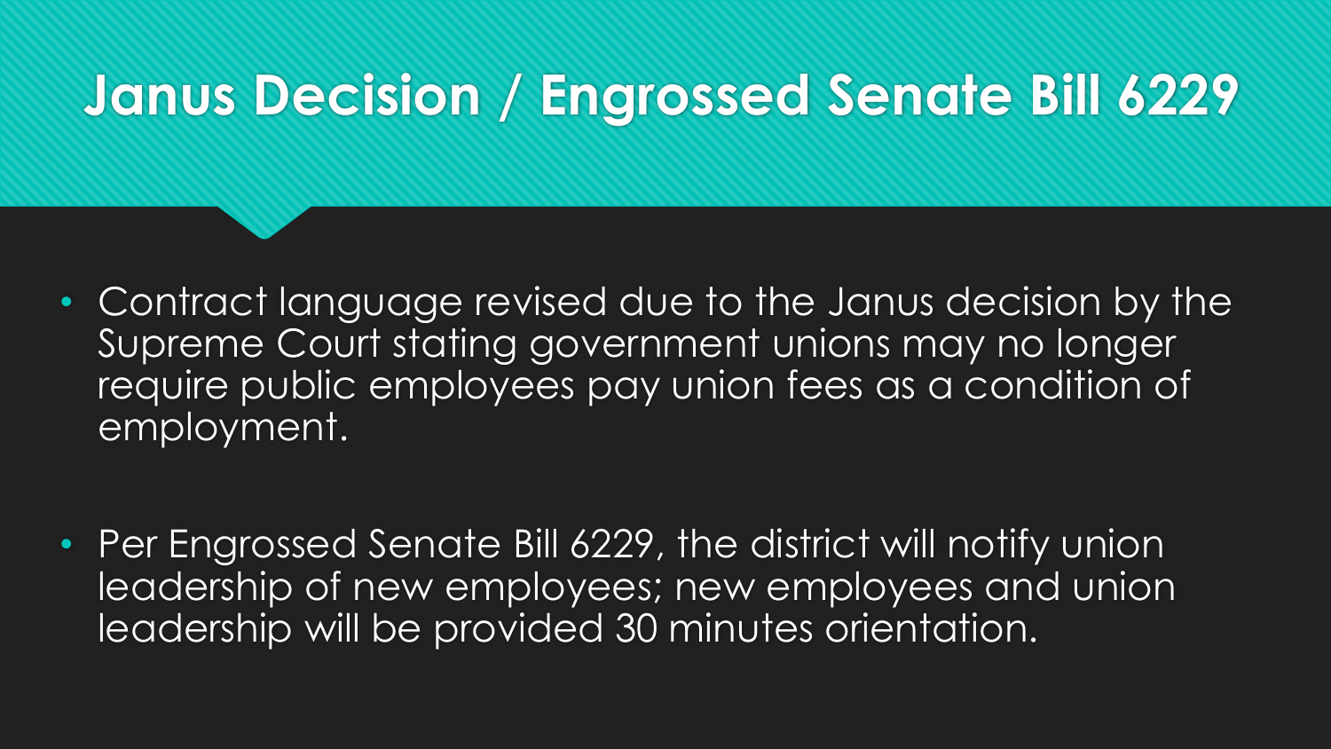# Janus Decision / Engrossed Senate Bill 6229

- Contract language revised due to the Janus decision by the Supreme Court stating government unions may no longer require public employees pay union fees as a condition of employment.

- Per Engrossed Senate Bill 6229, the district will notify union leadership of new employees; new employees and union leadership will be provided 30 minutes orientation.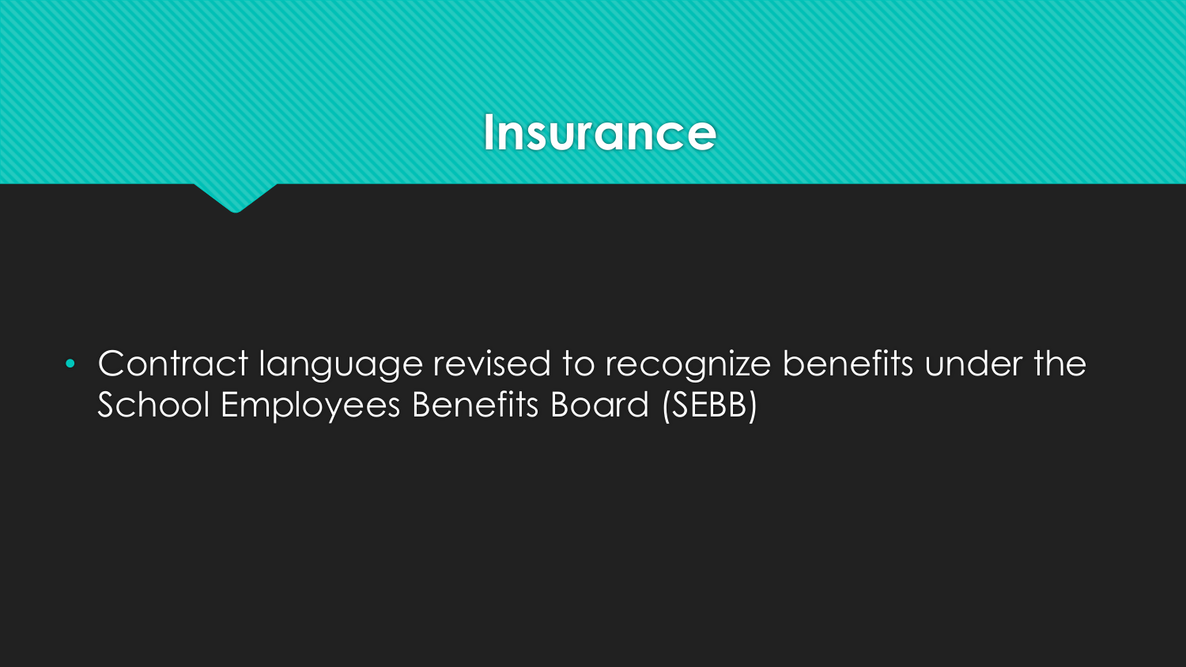# Insurance

- Contract language revised to recognize benefits under the School Employees Benefits Board (SEBB)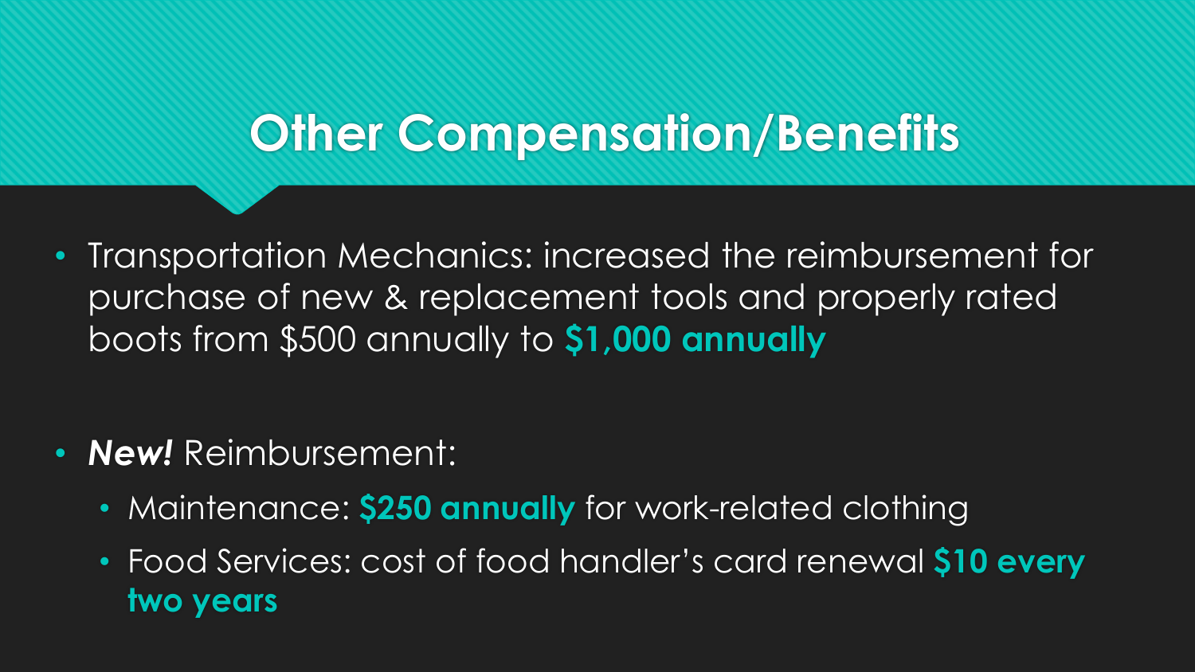# Other Compensation/Benefits

- Transportation Mechanics: increased the reimbursement for purchase of new & replacement tools and properly rated boots from $500 annually to **$1,000 annually**

- ***New!*** Reimbursement:
  - Maintenance: **$250 annually** for work-related clothing
  - Food Services: cost of food handler's card renewal **$10 every two years**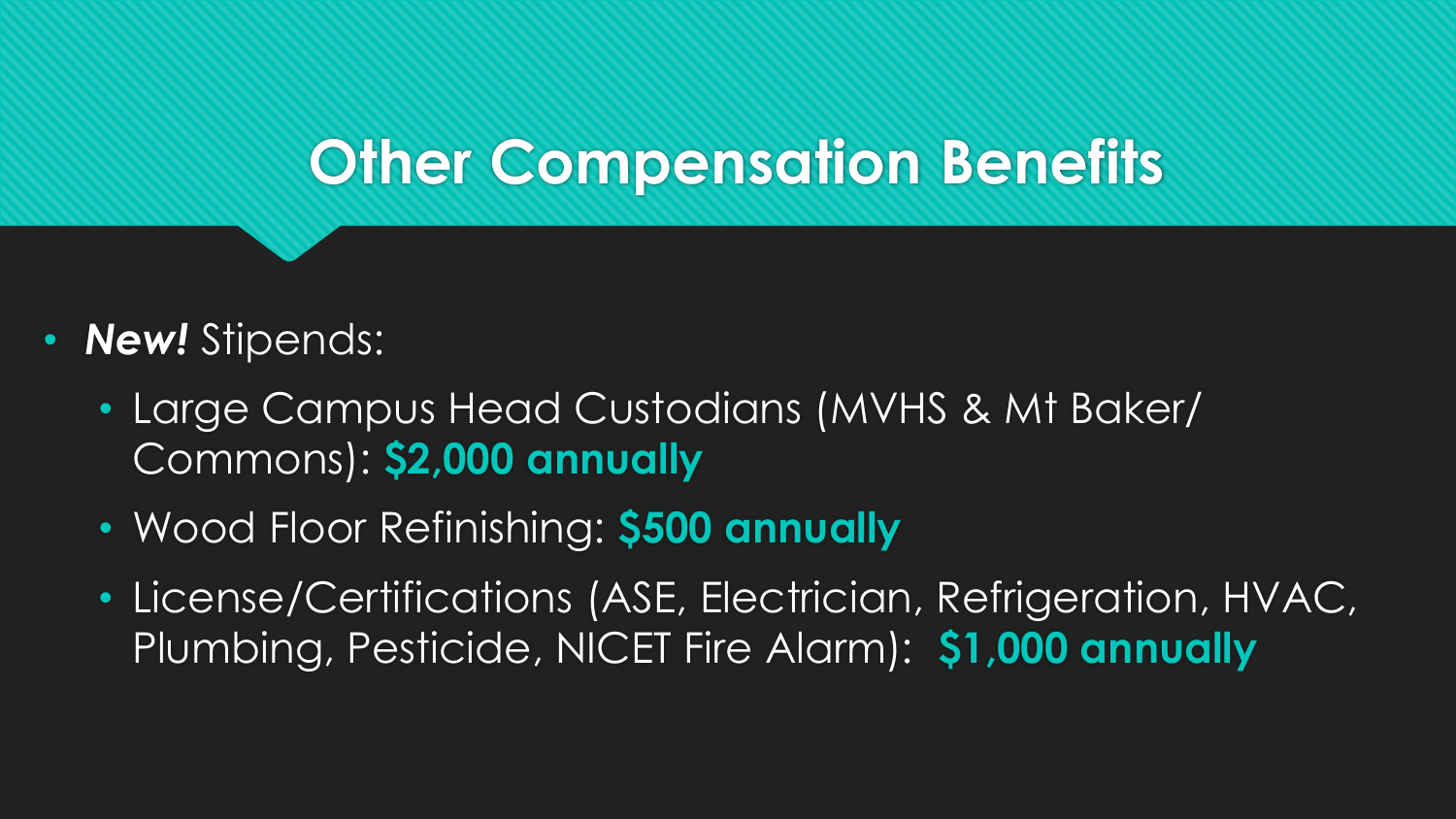# Other Compensation Benefits

- ***New!*** Stipends:
  - Large Campus Head Custodians (MVHS & Mt Baker/ Commons): **$2,000 annually**
  - Wood Floor Refinishing: **$500 annually**
  - License/Certifications (ASE, Electrician, Refrigeration, HVAC, Plumbing, Pesticide, NICET Fire Alarm): **$1,000 annually**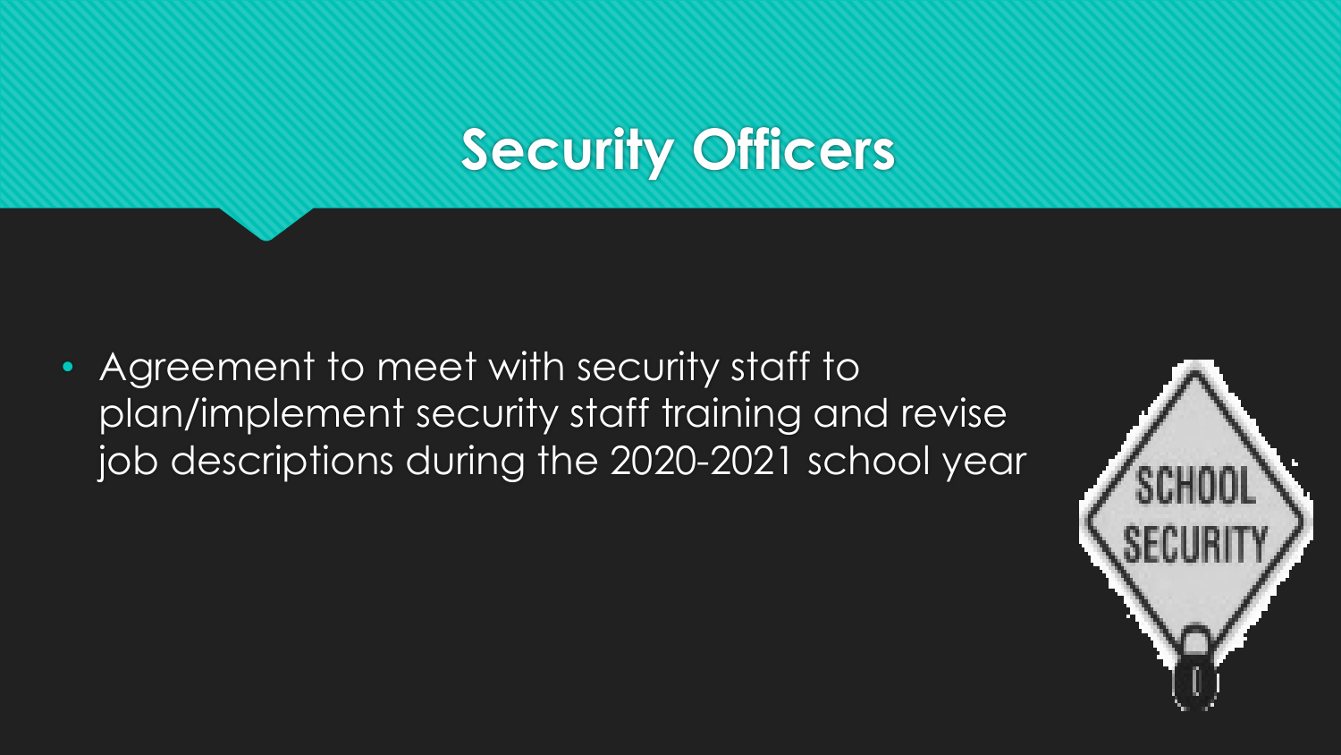# Security Officers

- Agreement to meet with security staff to plan/implement security staff training and revise job descriptions during the 2020-2021 school year